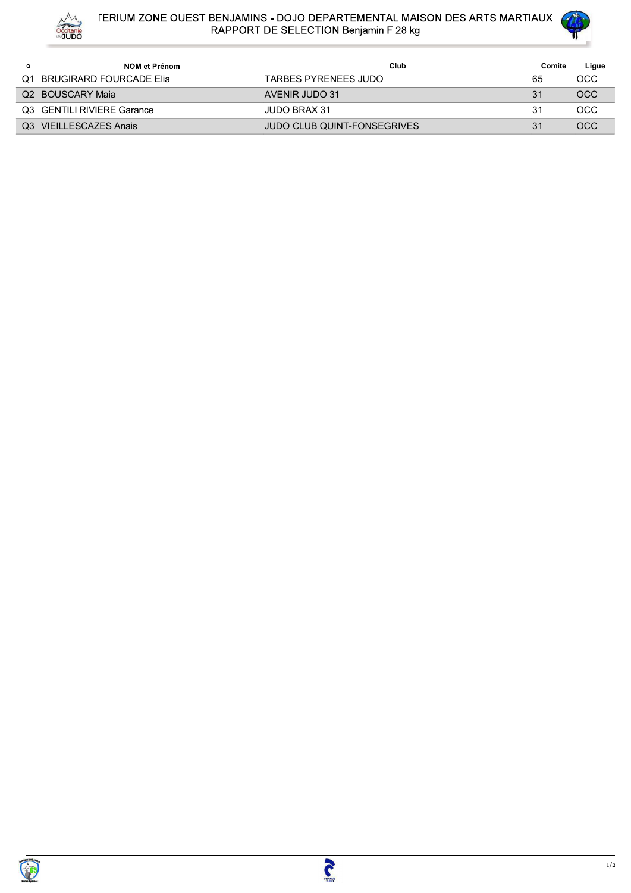# TERIUM ZONE OUEST BENJAMINS - DOJO DEPARTEMENTAL MAISON DES ARTS MARTIAUX
## RAPPORT DE SELECTION Benjamin F 28 kg

| Q | NOM et Prénom | Club | Comite | Ligue |
|---|---|---|---|---|
| Q1 | BRUGIRARD FOURCADE Elia | TARBES PYRENEES JUDO | 65 | OCC |
| Q2 | BOUSCARY Maia | AVENIR JUDO 31 | 31 | OCC |
| Q3 | GENTILI RIVIERE Garance | JUDO BRAX 31 | 31 | OCC |
| Q3 | VIEILLESCAZES Anais | JUDO CLUB QUINT-FONSEGRIVES | 31 | OCC |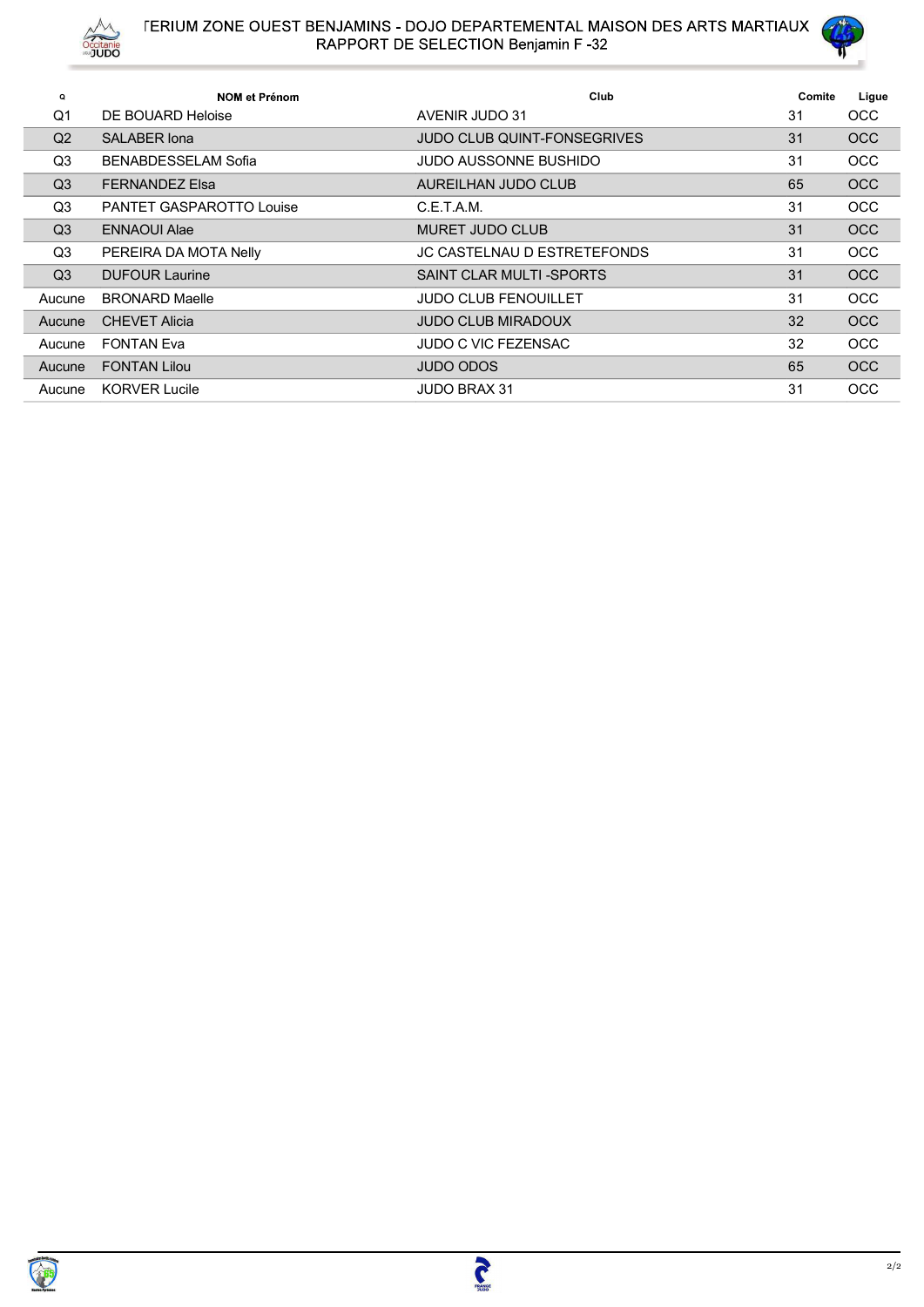# TERIUM ZONE OUEST BENJAMINS - DOJO DEPARTEMENTAL MAISON DES ARTS MARTIAUX
## RAPPORT DE SELECTION Benjamin F -32

| Q | NOM et Prénom | Club | Comite | Ligue |
|---|---|---|---|---|
| Q1 | DE BOUARD Heloise | AVENIR JUDO 31 | 31 | OCC |
| Q2 | SALABER Iona | JUDO CLUB QUINT-FONSEGRIVES | 31 | OCC |
| Q3 | BENABDESSELAM Sofia | JUDO AUSSONNE BUSHIDO | 31 | OCC |
| Q3 | FERNANDEZ Elsa | AUREILHAN JUDO CLUB | 65 | OCC |
| Q3 | PANTET GASPAROTTO Louise | C.E.T.A.M. | 31 | OCC |
| Q3 | ENNAOUI Alae | MURET JUDO CLUB | 31 | OCC |
| Q3 | PEREIRA DA MOTA Nelly | JC CASTELNAU D ESTRETEFONDS | 31 | OCC |
| Q3 | DUFOUR Laurine | SAINT CLAR MULTI -SPORTS | 31 | OCC |
| Aucune | BRONARD Maelle | JUDO CLUB FENOUILLET | 31 | OCC |
| Aucune | CHEVET Alicia | JUDO CLUB MIRADOUX | 32 | OCC |
| Aucune | FONTAN Eva | JUDO C VIC FEZENSAC | 32 | OCC |
| Aucune | FONTAN Lilou | JUDO ODOS | 65 | OCC |
| Aucune | KORVER Lucile | JUDO BRAX 31 | 31 | OCC |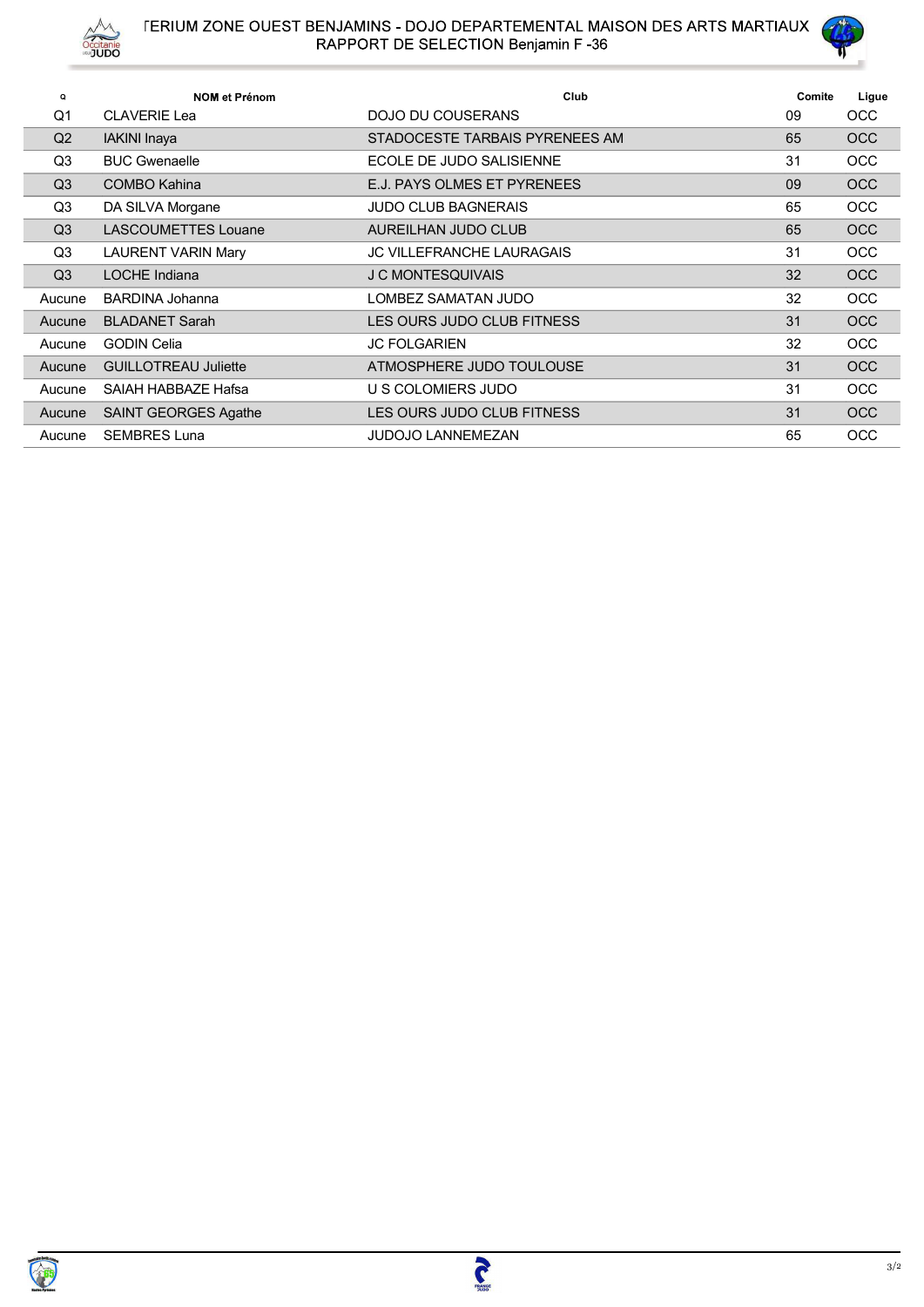# TERIUM ZONE OUEST BENJAMINS - DOJO DEPARTEMENTAL MAISON DES ARTS MARTIAUX
## RAPPORT DE SELECTION Benjamin F -36

| Q | NOM et Prénom | Club | Comite | Ligue |
|---|---|---|---|---|
| Q1 | CLAVERIE Lea | DOJO DU COUSERANS | 09 | OCC |
| Q2 | IAKINI Inaya | STADOCESTE TARBAIS PYRENEES AM | 65 | OCC |
| Q3 | BUC Gwenaelle | ECOLE DE JUDO SALISIENNE | 31 | OCC |
| Q3 | COMBO Kahina | E.J. PAYS OLMES ET PYRENEES | 09 | OCC |
| Q3 | DA SILVA Morgane | JUDO CLUB BAGNERAIS | 65 | OCC |
| Q3 | LASCOUMETTES Louane | AUREILHAN JUDO CLUB | 65 | OCC |
| Q3 | LAURENT VARIN Mary | JC VILLEFRANCHE LAURAGAIS | 31 | OCC |
| Q3 | LOCHE Indiana | J C MONTESQUIVAIS | 32 | OCC |
| Aucune | BARDINA Johanna | LOMBEZ SAMATAN JUDO | 32 | OCC |
| Aucune | BLADANET Sarah | LES OURS JUDO CLUB FITNESS | 31 | OCC |
| Aucune | GODIN Celia | JC FOLGARIEN | 32 | OCC |
| Aucune | GUILLOTREAU Juliette | ATMOSPHERE JUDO TOULOUSE | 31 | OCC |
| Aucune | SAIAH HABBAZE Hafsa | U S COLOMIERS JUDO | 31 | OCC |
| Aucune | SAINT GEORGES Agathe | LES OURS JUDO CLUB FITNESS | 31 | OCC |
| Aucune | SEMBRES Luna | JUDOJO LANNEMEZAN | 65 | OCC |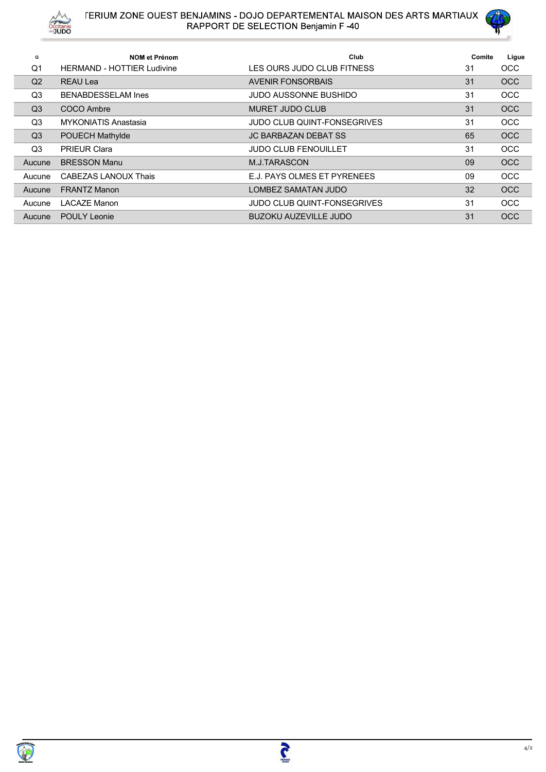# TERIUM ZONE OUEST BENJAMINS - DOJO DEPARTEMENTAL MAISON DES ARTS MARTIAUX
## RAPPORT DE SELECTION Benjamin F -40

| Q | NOM et Prénom | Club | Comite | Ligue |
|---|---|---|---|---|
| Q1 | HERMAND - HOTTIER Ludivine | LES OURS JUDO CLUB FITNESS | 31 | OCC |
| Q2 | REAU Lea | AVENIR FONSORBAIS | 31 | OCC |
| Q3 | BENABDESSELAM Ines | JUDO AUSSONNE BUSHIDO | 31 | OCC |
| Q3 | COCO Ambre | MURET JUDO CLUB | 31 | OCC |
| Q3 | MYKONIATIS Anastasia | JUDO CLUB QUINT-FONSEGRIVES | 31 | OCC |
| Q3 | POUECH Mathylde | JC BARBAZAN DEBAT SS | 65 | OCC |
| Q3 | PRIEUR Clara | JUDO CLUB FENOUILLET | 31 | OCC |
| Aucune | BRESSON Manu | M.J.TARASCON | 09 | OCC |
| Aucune | CABEZAS LANOUX Thais | E.J. PAYS OLMES ET PYRENEES | 09 | OCC |
| Aucune | FRANTZ Manon | LOMBEZ SAMATAN JUDO | 32 | OCC |
| Aucune | LACAZE Manon | JUDO CLUB QUINT-FONSEGRIVES | 31 | OCC |
| Aucune | POULY Leonie | BUZOKU AUZEVILLE JUDO | 31 | OCC |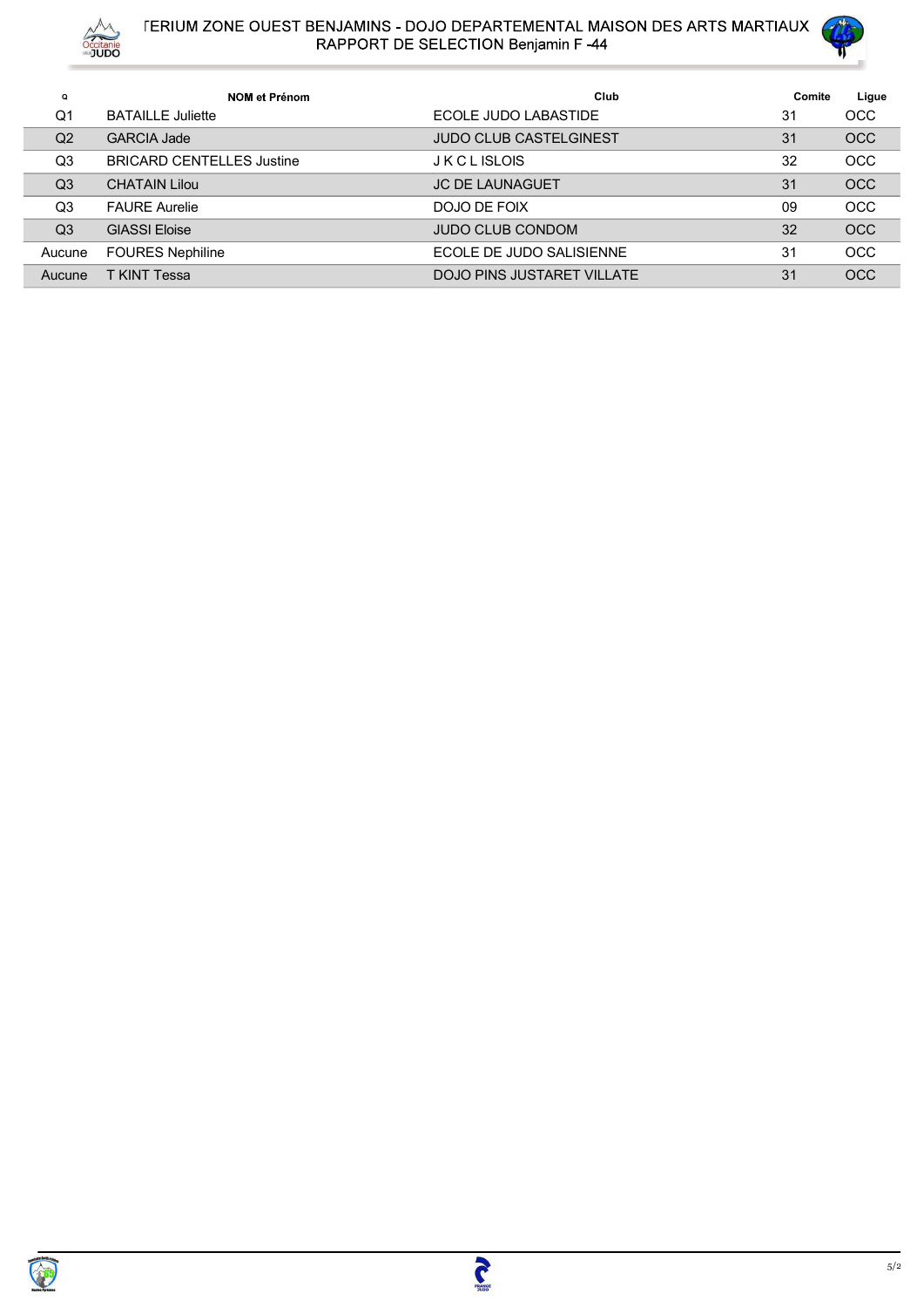# TERIUM ZONE OUEST BENJAMINS - DOJO DEPARTEMENTAL MAISON DES ARTS MARTIAUX

## RAPPORT DE SELECTION Benjamin F -44

| Q | NOM et Prénom | Club | Comite | Ligue |
|---|---|---|---|---|
| Q1 | BATAILLE Juliette | ECOLE JUDO LABASTIDE | 31 | OCC |
| Q2 | GARCIA Jade | JUDO CLUB CASTELGINEST | 31 | OCC |
| Q3 | BRICARD CENTELLES Justine | J K C L ISLOIS | 32 | OCC |
| Q3 | CHATAIN Lilou | JC DE LAUNAGUET | 31 | OCC |
| Q3 | FAURE Aurelie | DOJO DE FOIX | 09 | OCC |
| Q3 | GIASSI Eloise | JUDO CLUB CONDOM | 32 | OCC |
| Aucune | FOURES Nephiline | ECOLE DE JUDO SALISIENNE | 31 | OCC |
| Aucune | T KINT Tessa | DOJO PINS JUSTARET VILLATE | 31 | OCC |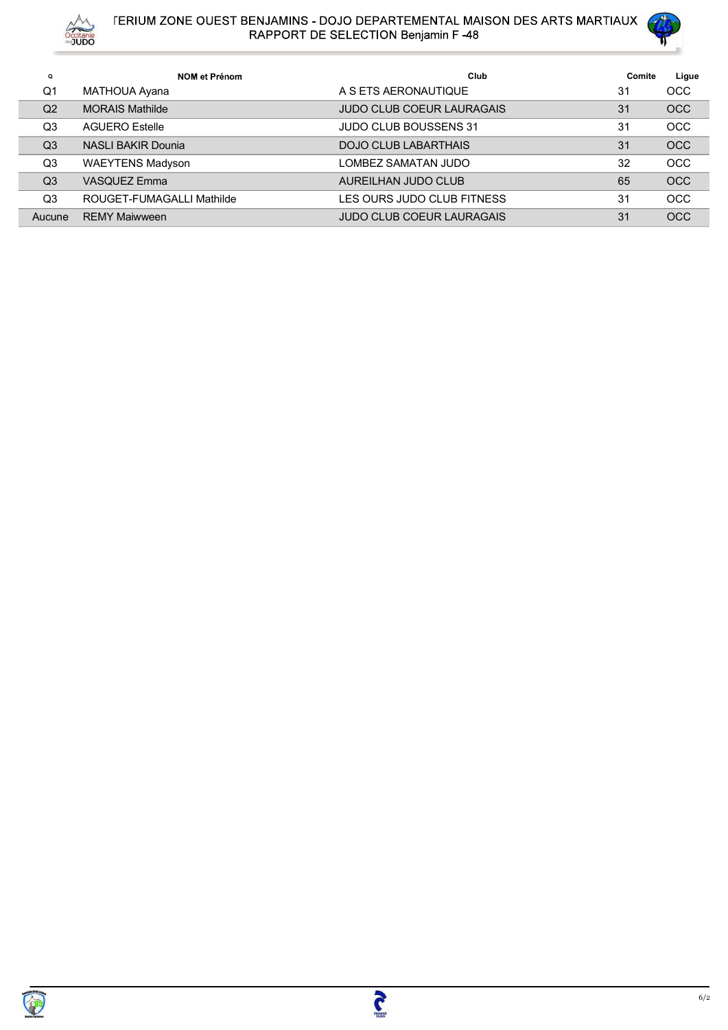# TERIUM ZONE OUEST BENJAMINS - DOJO DEPARTEMENTAL MAISON DES ARTS MARTIAUX
## RAPPORT DE SELECTION Benjamin F -48

| Q | NOM et Prénom | Club | Comite | Ligue |
|---|---|---|---|---|
| Q1 | MATHOUA Ayana | A S ETS AERONAUTIQUE | 31 | OCC |
| Q2 | MORAIS Mathilde | JUDO CLUB COEUR LAURAGAIS | 31 | OCC |
| Q3 | AGUERO Estelle | JUDO CLUB BOUSSENS 31 | 31 | OCC |
| Q3 | NASLI BAKIR Dounia | DOJO CLUB LABARTHAIS | 31 | OCC |
| Q3 | WAEYTENS Madyson | LOMBEZ SAMATAN JUDO | 32 | OCC |
| Q3 | VASQUEZ Emma | AUREILHAN JUDO CLUB | 65 | OCC |
| Q3 | ROUGET-FUMAGALLI Mathilde | LES OURS JUDO CLUB FITNESS | 31 | OCC |
| Aucune | REMY Maiwween | JUDO CLUB COEUR LAURAGAIS | 31 | OCC |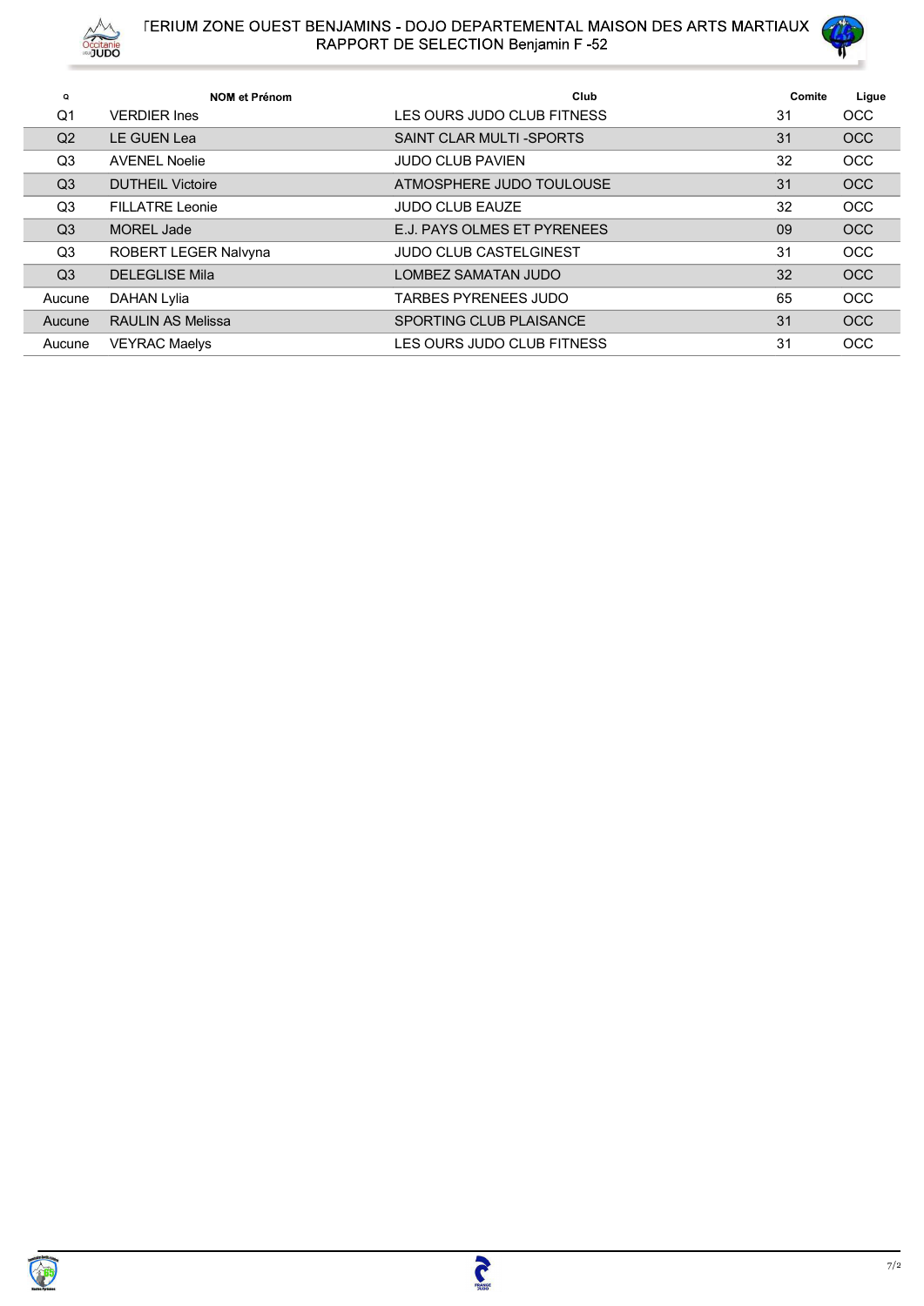# TERIUM ZONE OUEST BENJAMINS - DOJO DEPARTEMENTAL MAISON DES ARTS MARTIAUX
## RAPPORT DE SELECTION Benjamin F -52

| Q | NOM et Prénom | Club | Comite | Ligue |
|---|---|---|---|---|
| Q1 | VERDIER Ines | LES OURS JUDO CLUB FITNESS | 31 | OCC |
| Q2 | LE GUEN Lea | SAINT CLAR MULTI -SPORTS | 31 | OCC |
| Q3 | AVENEL Noelie | JUDO CLUB PAVIEN | 32 | OCC |
| Q3 | DUTHEIL Victoire | ATMOSPHERE JUDO TOULOUSE | 31 | OCC |
| Q3 | FILLATRE Leonie | JUDO CLUB EAUZE | 32 | OCC |
| Q3 | MOREL Jade | E.J. PAYS OLMES ET PYRENEES | 09 | OCC |
| Q3 | ROBERT LEGER Nalvyna | JUDO CLUB CASTELGINEST | 31 | OCC |
| Q3 | DELEGLISE Mila | LOMBEZ SAMATAN JUDO | 32 | OCC |
| Aucune | DAHAN Lylia | TARBES PYRENEES JUDO | 65 | OCC |
| Aucune | RAULIN AS Melissa | SPORTING CLUB PLAISANCE | 31 | OCC |
| Aucune | VEYRAC Maelys | LES OURS JUDO CLUB FITNESS | 31 | OCC |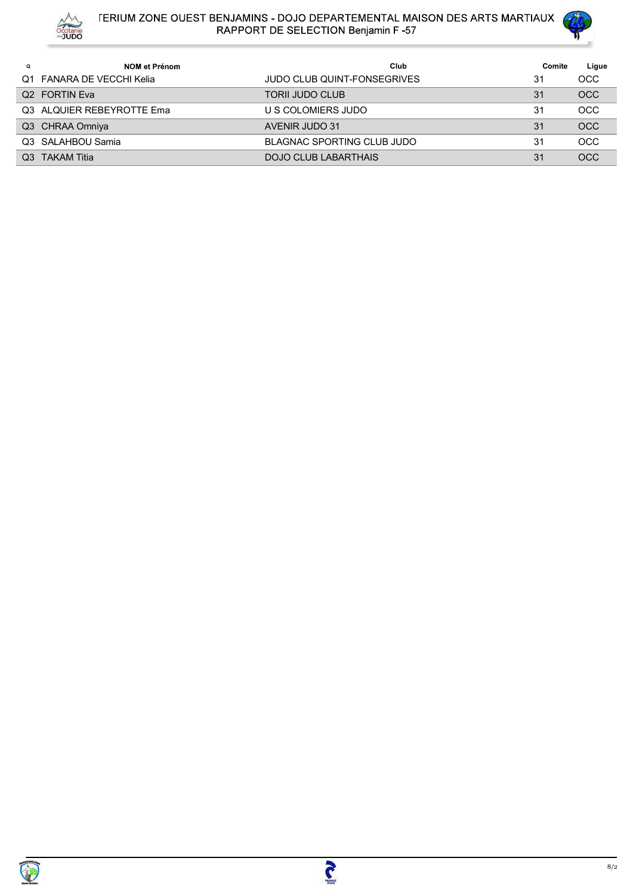# TERIUM ZONE OUEST BENJAMINS - DOJO DEPARTEMENTAL MAISON DES ARTS MARTIAUX
## RAPPORT DE SELECTION Benjamin F -57

| Q | NOM et Prénom | Club | Comite | Ligue |
|---|---|---|---|---|
| Q1 | FANARA DE VECCHI Kelia | JUDO CLUB QUINT-FONSEGRIVES | 31 | OCC |
| Q2 | FORTIN Eva | TORII JUDO CLUB | 31 | OCC |
| Q3 | ALQUIER REBEYROTTE Ema | U S COLOMIERS JUDO | 31 | OCC |
| Q3 | CHRAA Omniya | AVENIR JUDO 31 | 31 | OCC |
| Q3 | SALAHBOU Samia | BLAGNAC SPORTING CLUB JUDO | 31 | OCC |
| Q3 | TAKAM Titia | DOJO CLUB LABARTHAIS | 31 | OCC |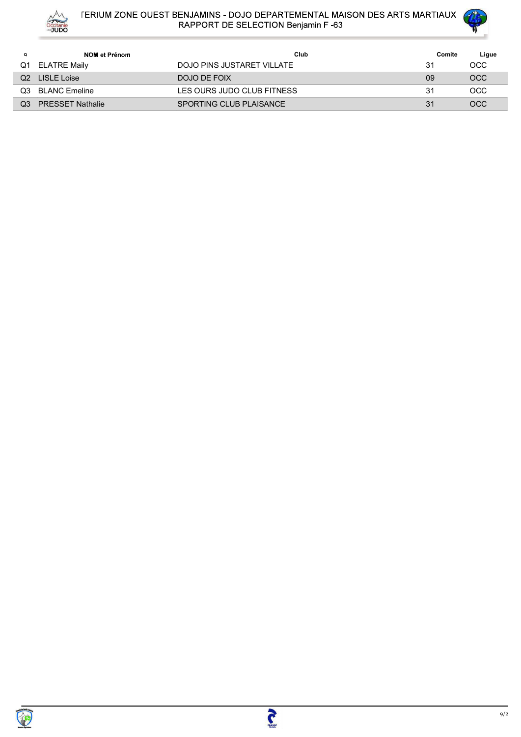# TERIUM ZONE OUEST BENJAMINS - DOJO DEPARTEMENTAL MAISON DES ARTS MARTIAUX
## RAPPORT DE SELECTION Benjamin F -63

| Q | NOM et Prénom | Club | Comite | Ligue |
|---|---|---|---|---|
| Q1 | ELATRE Maily | DOJO PINS JUSTARET VILLATE | 31 | OCC |
| Q2 | LISLE Loise | DOJO DE FOIX | 09 | OCC |
| Q3 | BLANC Emeline | LES OURS JUDO CLUB FITNESS | 31 | OCC |
| Q3 | PRESSET Nathalie | SPORTING CLUB PLAISANCE | 31 | OCC |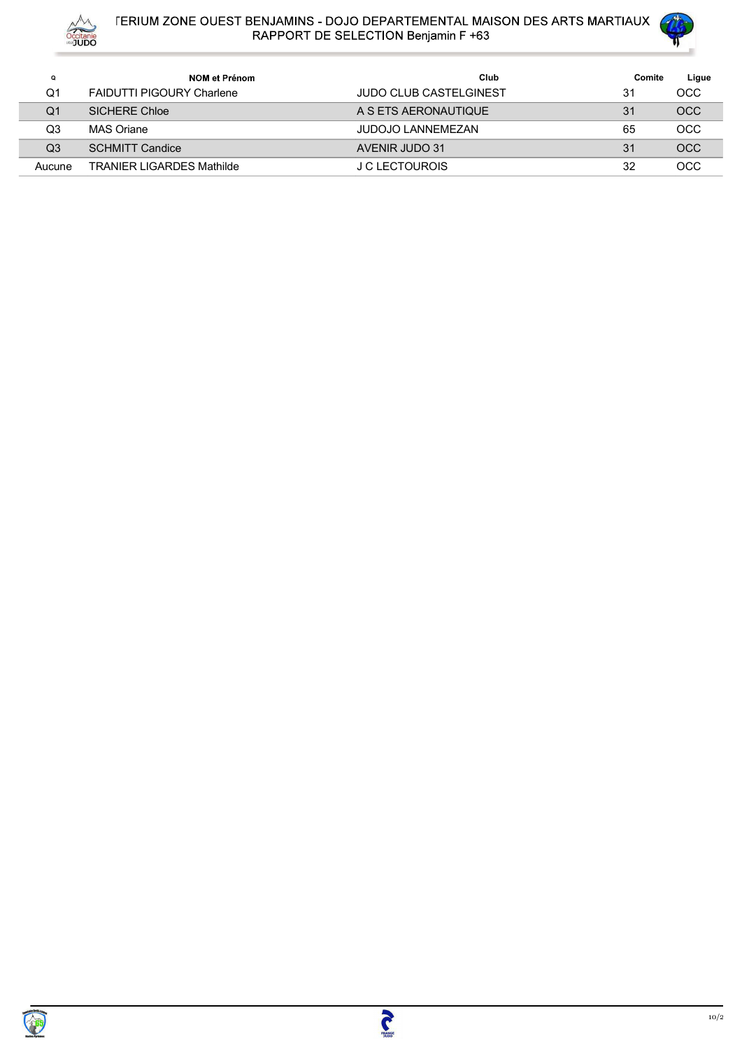# TERIUM ZONE OUEST BENJAMINS - DOJO DEPARTEMENTAL MAISON DES ARTS MARTIAUX
## RAPPORT DE SELECTION Benjamin F +63

| Q | NOM et Prénom | Club | Comite | Ligue |
|---|---|---|---|---|
| Q1 | FAIDUTTI PIGOURY Charlene | JUDO CLUB CASTELGINEST | 31 | OCC |
| Q1 | SICHERE Chloe | A S ETS AERONAUTIQUE | 31 | OCC |
| Q3 | MAS Oriane | JUDOJO LANNEMEZAN | 65 | OCC |
| Q3 | SCHMITT Candice | AVENIR JUDO 31 | 31 | OCC |
| Aucune | TRANIER LIGARDES Mathilde | J C LECTOUROIS | 32 | OCC |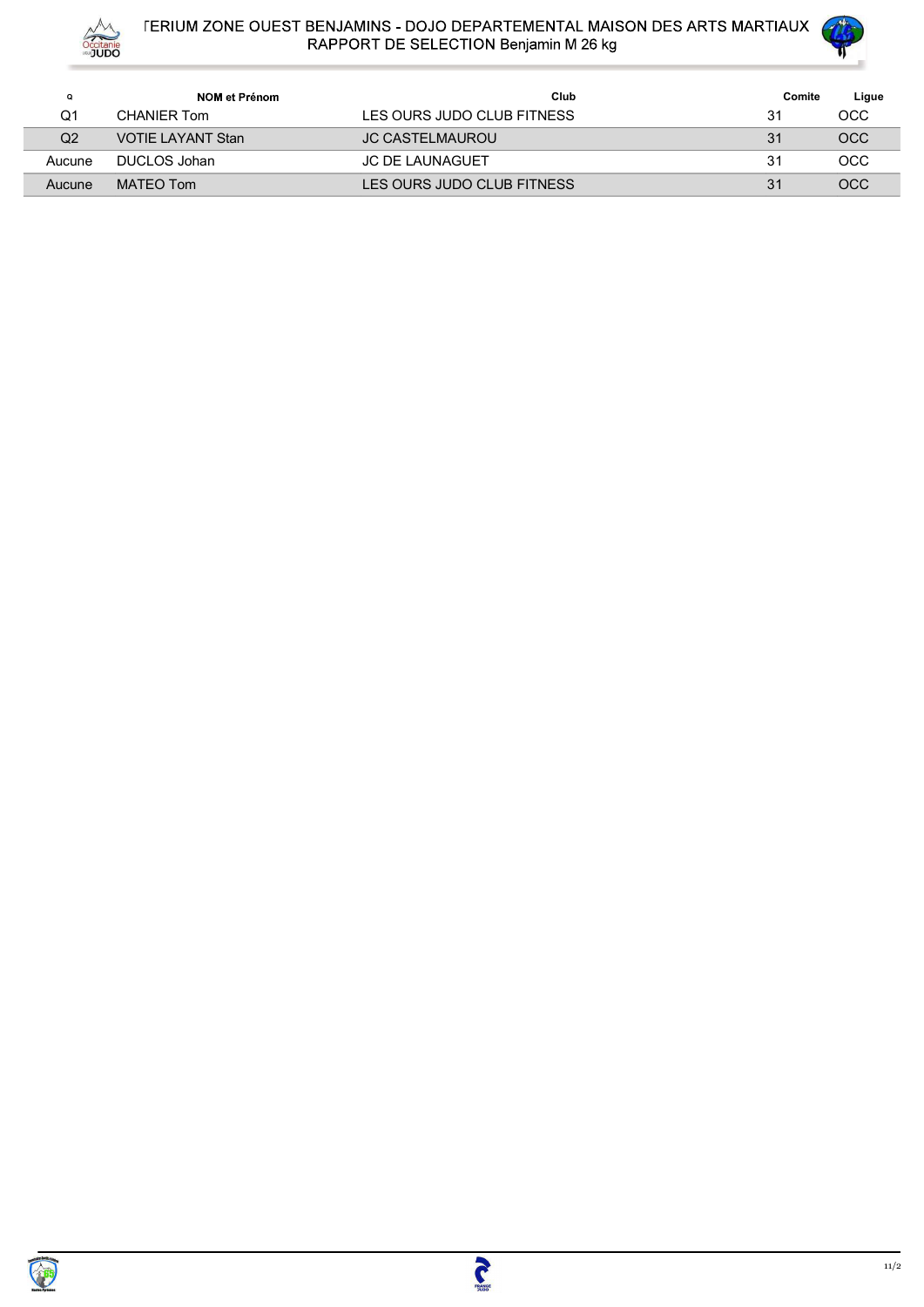# TERIUM ZONE OUEST BENJAMINS - DOJO DEPARTEMENTAL MAISON DES ARTS MARTIAUX
## RAPPORT DE SELECTION Benjamin M 26 kg

| Q | NOM et Prénom | Club | Comite | Ligue |
|---|---|---|---|---|
| Q1 | CHANIER Tom | LES OURS JUDO CLUB FITNESS | 31 | OCC |
| Q2 | VOTIE LAYANT Stan | JC CASTELMAUROU | 31 | OCC |
| Aucune | DUCLOS Johan | JC DE LAUNAGUET | 31 | OCC |
| Aucune | MATEO Tom | LES OURS JUDO CLUB FITNESS | 31 | OCC |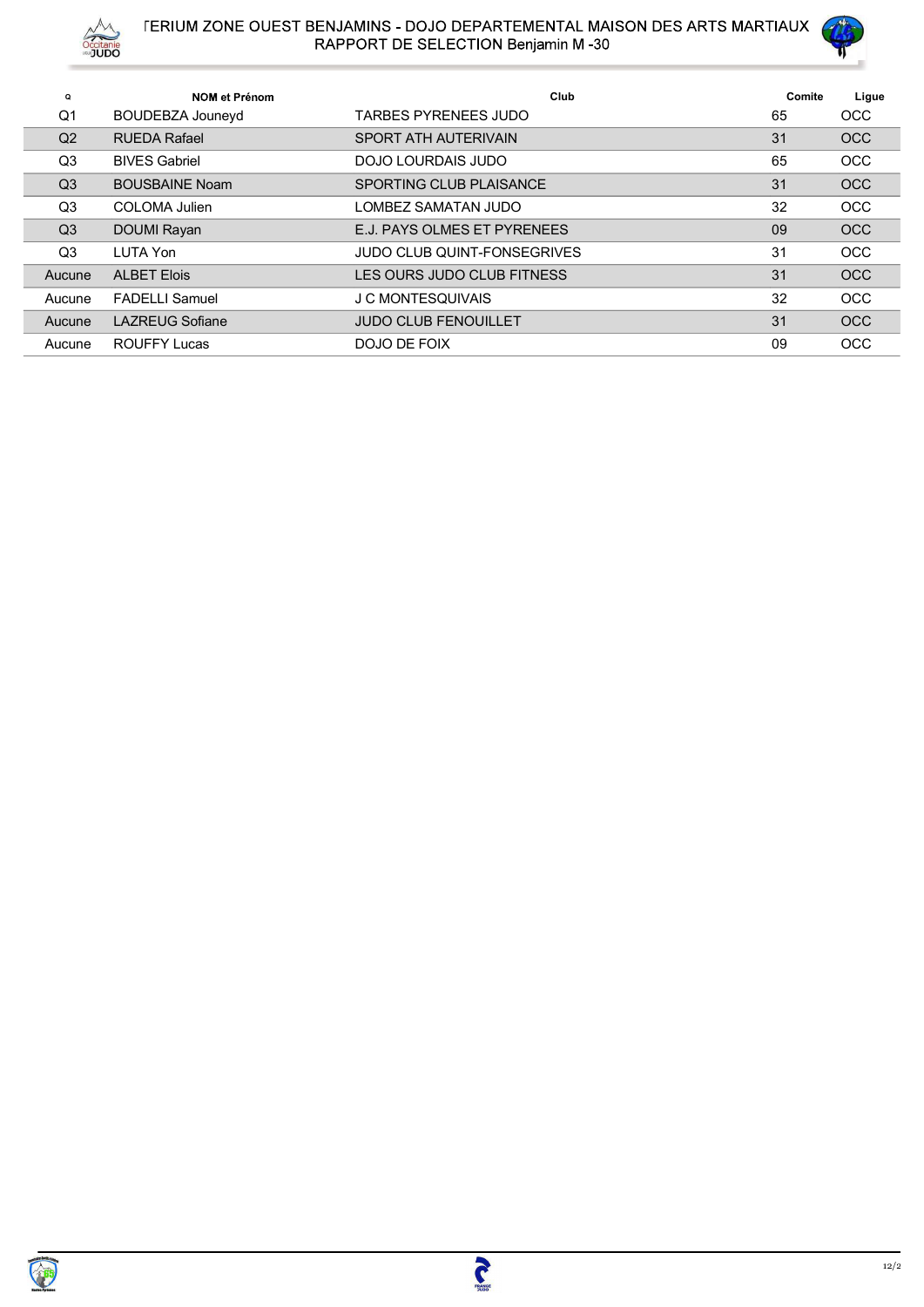# TERIUM ZONE OUEST BENJAMINS - DOJO DEPARTEMENTAL MAISON DES ARTS MARTIAUX
## RAPPORT DE SELECTION Benjamin M -30

| Q | NOM et Prénom | Club | Comite | Ligue |
| --- | --- | --- | --- | --- |
| Q1 | BOUDEBZA Jouneyd | TARBES PYRENEES JUDO | 65 | OCC |
| Q2 | RUEDA Rafael | SPORT ATH AUTERIVAIN | 31 | OCC |
| Q3 | BIVES Gabriel | DOJO LOURDAIS JUDO | 65 | OCC |
| Q3 | BOUSBAINE Noam | SPORTING CLUB PLAISANCE | 31 | OCC |
| Q3 | COLOMA Julien | LOMBEZ SAMATAN JUDO | 32 | OCC |
| Q3 | DOUMI Rayan | E.J. PAYS OLMES ET PYRENEES | 09 | OCC |
| Q3 | LUTA Yon | JUDO CLUB QUINT-FONSEGRIVES | 31 | OCC |
| Aucune | ALBET Elois | LES OURS JUDO CLUB FITNESS | 31 | OCC |
| Aucune | FADELLI Samuel | J C MONTESQUIVAIS | 32 | OCC |
| Aucune | LAZREUG Sofiane | JUDO CLUB FENOUILLET | 31 | OCC |
| Aucune | ROUFFY Lucas | DOJO DE FOIX | 09 | OCC |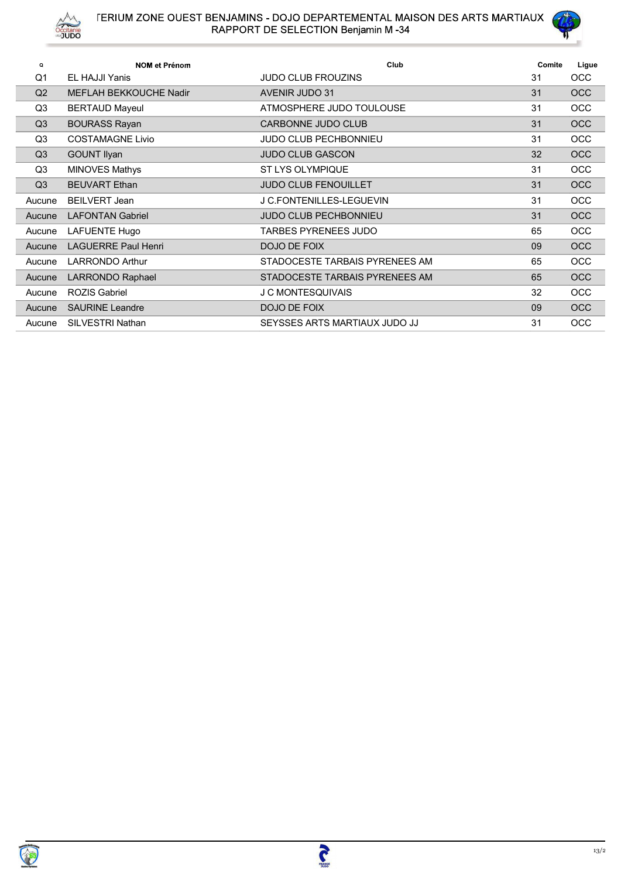# TERIUM ZONE OUEST BENJAMINS - DOJO DEPARTEMENTAL MAISON DES ARTS MARTIAUX

## RAPPORT DE SELECTION Benjamin M -34

| Q | NOM et Prénom | Club | Comite | Ligue |
|---|---|---|---|---|
| Q1 | EL HAJJI Yanis | JUDO CLUB FROUZINS | 31 | OCC |
| Q2 | MEFLAH BEKKOUCHE Nadir | AVENIR JUDO 31 | 31 | OCC |
| Q3 | BERTAUD Mayeul | ATMOSPHERE JUDO TOULOUSE | 31 | OCC |
| Q3 | BOURASS Rayan | CARBONNE JUDO CLUB | 31 | OCC |
| Q3 | COSTAMAGNE Livio | JUDO CLUB PECHBONNIEU | 31 | OCC |
| Q3 | GOUNT Ilyan | JUDO CLUB GASCON | 32 | OCC |
| Q3 | MINOVES Mathys | ST LYS OLYMPIQUE | 31 | OCC |
| Q3 | BEUVART Ethan | JUDO CLUB FENOUILLET | 31 | OCC |
| Aucune | BEILVERT Jean | J C.FONTENILLES-LEGUEVIN | 31 | OCC |
| Aucune | LAFONTAN Gabriel | JUDO CLUB PECHBONNIEU | 31 | OCC |
| Aucune | LAFUENTE Hugo | TARBES PYRENEES JUDO | 65 | OCC |
| Aucune | LAGUERRE Paul Henri | DOJO DE FOIX | 09 | OCC |
| Aucune | LARRONDO Arthur | STADOCESTE TARBAIS PYRENEES AM | 65 | OCC |
| Aucune | LARRONDO Raphael | STADOCESTE TARBAIS PYRENEES AM | 65 | OCC |
| Aucune | ROZIS Gabriel | J C MONTESQUIVAIS | 32 | OCC |
| Aucune | SAURINE Leandre | DOJO DE FOIX | 09 | OCC |
| Aucune | SILVESTRI Nathan | SEYSSES ARTS MARTIAUX JUDO JJ | 31 | OCC |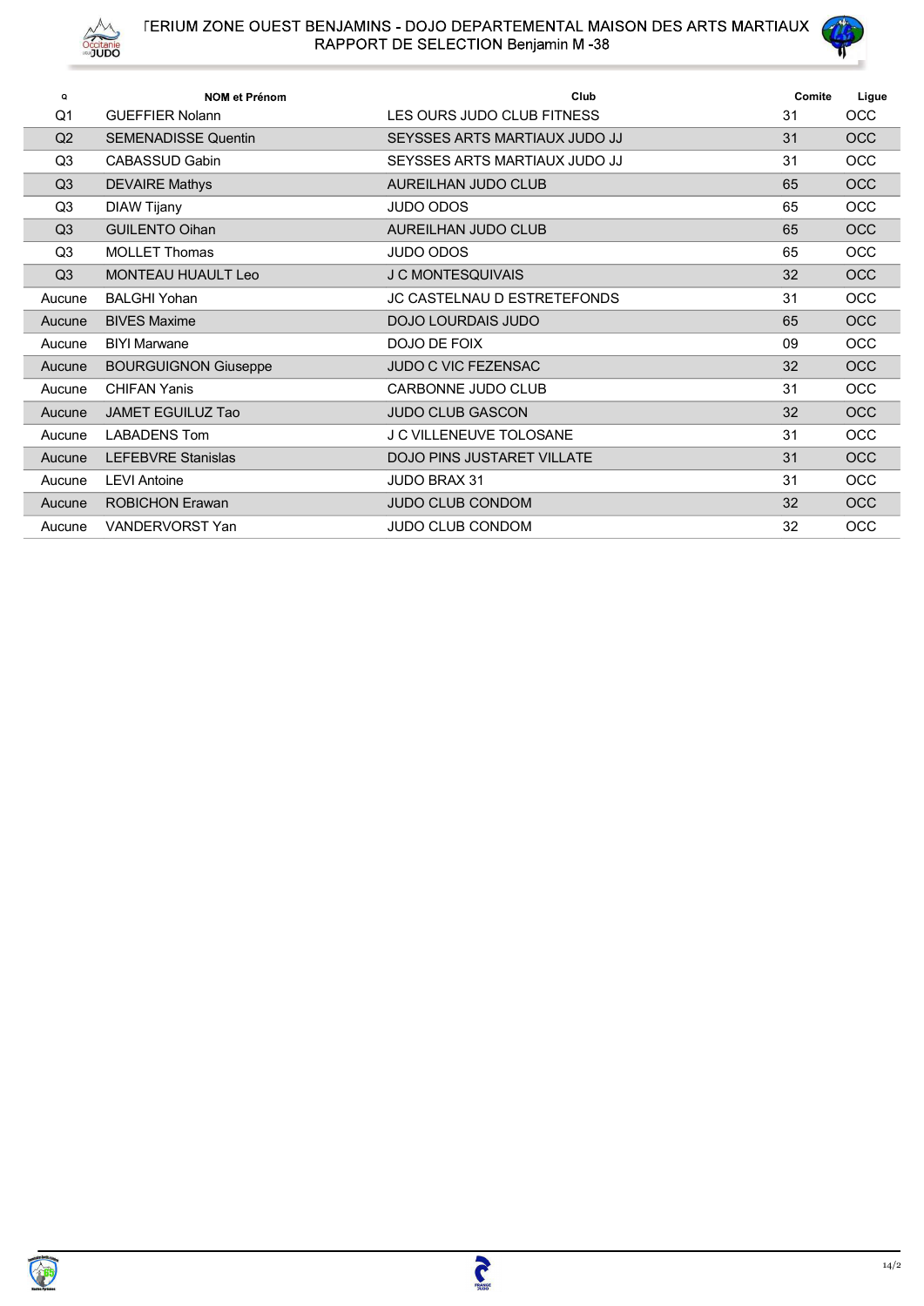# TERIUM ZONE OUEST BENJAMINS - DOJO DEPARTEMENTAL MAISON DES ARTS MARTIAUX
## RAPPORT DE SELECTION Benjamin M -38

| Q | NOM et Prénom | Club | Comite | Ligue |
|---|---|---|---|---|
| Q1 | GUEFFIER Nolann | LES OURS JUDO CLUB FITNESS | 31 | OCC |
| Q2 | SEMENADISSE Quentin | SEYSSES ARTS MARTIAUX JUDO JJ | 31 | OCC |
| Q3 | CABASSUD Gabin | SEYSSES ARTS MARTIAUX JUDO JJ | 31 | OCC |
| Q3 | DEVAIRE Mathys | AUREILHAN JUDO CLUB | 65 | OCC |
| Q3 | DIAW Tijany | JUDO ODOS | 65 | OCC |
| Q3 | GUILENTO Oihan | AUREILHAN JUDO CLUB | 65 | OCC |
| Q3 | MOLLET Thomas | JUDO ODOS | 65 | OCC |
| Q3 | MONTEAU HUAULT Leo | J C MONTESQUIVAIS | 32 | OCC |
| Aucune | BALGHI Yohan | JC CASTELNAU D ESTRETEFONDS | 31 | OCC |
| Aucune | BIVES Maxime | DOJO LOURDAIS JUDO | 65 | OCC |
| Aucune | BIYI Marwane | DOJO DE FOIX | 09 | OCC |
| Aucune | BOURGUIGNON Giuseppe | JUDO C VIC FEZENSAC | 32 | OCC |
| Aucune | CHIFAN Yanis | CARBONNE JUDO CLUB | 31 | OCC |
| Aucune | JAMET EGUILUZ Tao | JUDO CLUB GASCON | 32 | OCC |
| Aucune | LABADENS Tom | J C VILLENEUVE TOLOSANE | 31 | OCC |
| Aucune | LEFEBVRE Stanislas | DOJO PINS JUSTARET VILLATE | 31 | OCC |
| Aucune | LEVI Antoine | JUDO BRAX 31 | 31 | OCC |
| Aucune | ROBICHON Erawan | JUDO CLUB CONDOM | 32 | OCC |
| Aucune | VANDERVORST Yan | JUDO CLUB CONDOM | 32 | OCC |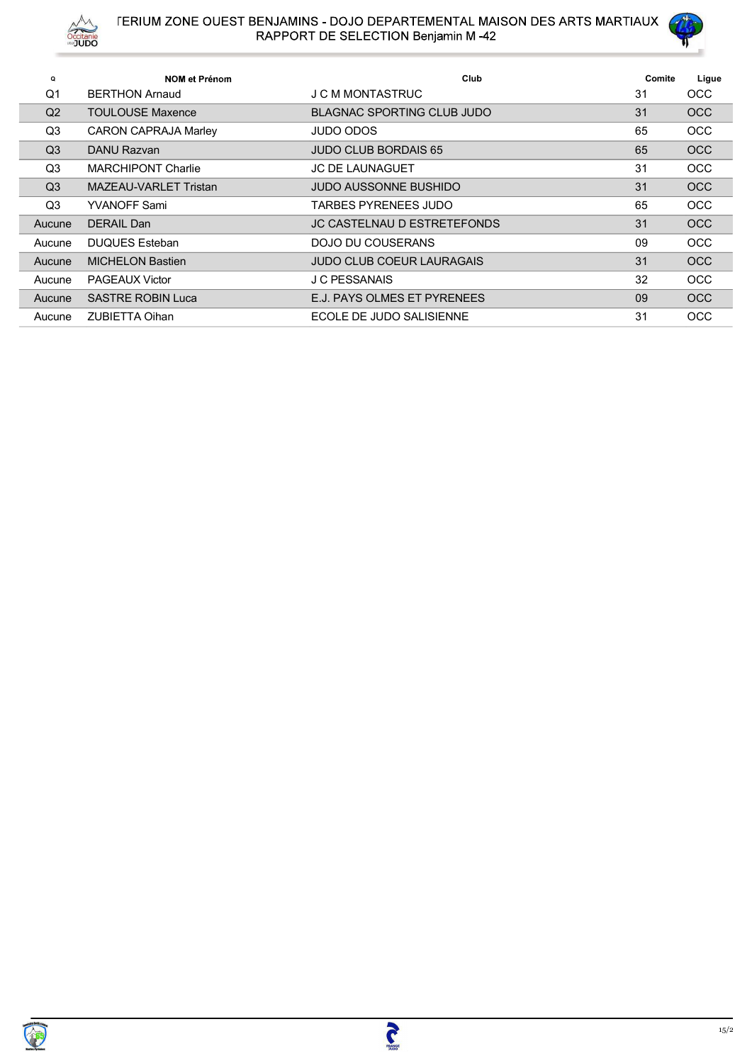# ΓERIUM ZONE OUEST BENJAMINS - DOJO DEPARTEMENTAL MAISON DES ARTS MARTIAUX
## RAPPORT DE SELECTION Benjamin M -42

| Q | NOM et Prénom | Club | Comite | Ligue |
|---|---|---|---|---|
| Q1 | BERTHON Arnaud | J C M MONTASTRUC | 31 | OCC |
| Q2 | TOULOUSE Maxence | BLAGNAC SPORTING CLUB JUDO | 31 | OCC |
| Q3 | CARON CAPRAJA Marley | JUDO ODOS | 65 | OCC |
| Q3 | DANU Razvan | JUDO CLUB BORDAIS 65 | 65 | OCC |
| Q3 | MARCHIPONT Charlie | JC DE LAUNAGUET | 31 | OCC |
| Q3 | MAZEAU-VARLET Tristan | JUDO AUSSONNE BUSHIDO | 31 | OCC |
| Q3 | YVANOFF Sami | TARBES PYRENEES JUDO | 65 | OCC |
| Aucune | DERAIL Dan | JC CASTELNAU D ESTRETEFONDS | 31 | OCC |
| Aucune | DUQUES Esteban | DOJO DU COUSERANS | 09 | OCC |
| Aucune | MICHELON Bastien | JUDO CLUB COEUR LAURAGAIS | 31 | OCC |
| Aucune | PAGEAUX Victor | J C PESSANAIS | 32 | OCC |
| Aucune | SASTRE ROBIN Luca | E.J. PAYS OLMES ET PYRENEES | 09 | OCC |
| Aucune | ZUBIETTA Oihan | ECOLE DE JUDO SALISIENNE | 31 | OCC |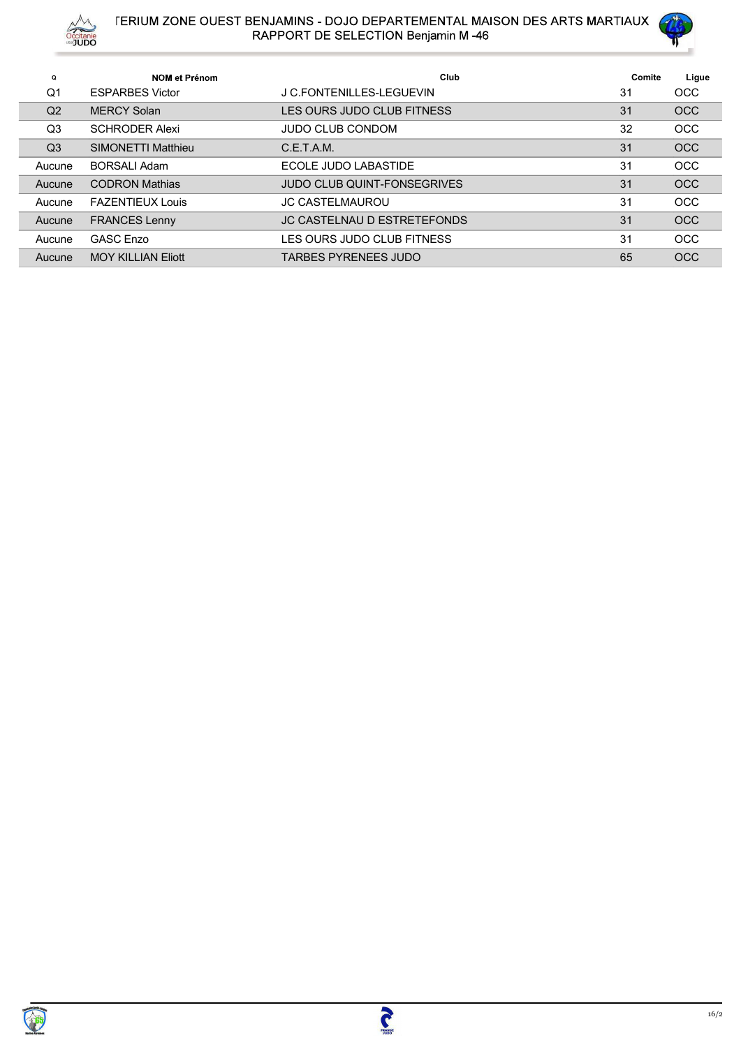# TERIUM ZONE OUEST BENJAMINS - DOJO DEPARTEMENTAL MAISON DES ARTS MARTIAUX
## RAPPORT DE SELECTION Benjamin M -46

| Q | NOM et Prénom | Club | Comite | Ligue |
|---|---|---|---|---|
| Q1 | ESPARBES Victor | J C.FONTENILLES-LEGUEVIN | 31 | OCC |
| Q2 | MERCY Solan | LES OURS JUDO CLUB FITNESS | 31 | OCC |
| Q3 | SCHRODER Alexi | JUDO CLUB CONDOM | 32 | OCC |
| Q3 | SIMONETTI Matthieu | C.E.T.A.M. | 31 | OCC |
| Aucune | BORSALI Adam | ECOLE JUDO LABASTIDE | 31 | OCC |
| Aucune | CODRON Mathias | JUDO CLUB QUINT-FONSEGRIVES | 31 | OCC |
| Aucune | FAZENTIEUX Louis | JC CASTELMAUROU | 31 | OCC |
| Aucune | FRANCES Lenny | JC CASTELNAU D ESTRETEFONDS | 31 | OCC |
| Aucune | GASC Enzo | LES OURS JUDO CLUB FITNESS | 31 | OCC |
| Aucune | MOY KILLIAN Eliott | TARBES PYRENEES JUDO | 65 | OCC |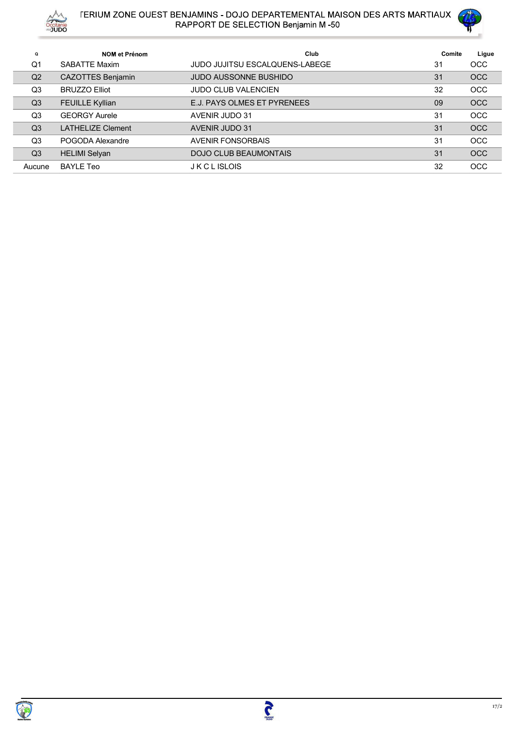# TERIUM ZONE OUEST BENJAMINS - DOJO DEPARTEMENTAL MAISON DES ARTS MARTIAUX
## RAPPORT DE SELECTION Benjamin M -50

| Q | NOM et Prénom | Club | Comite | Ligue |
|---|---|---|---|---|
| Q1 | SABATTE Maxim | JUDO JUJITSU ESCALQUENS-LABEGE | 31 | OCC |
| Q2 | CAZOTTES Benjamin | JUDO AUSSONNE BUSHIDO | 31 | OCC |
| Q3 | BRUZZO Elliot | JUDO CLUB VALENCIEN | 32 | OCC |
| Q3 | FEUILLE Kyllian | E.J. PAYS OLMES ET PYRENEES | 09 | OCC |
| Q3 | GEORGY Aurele | AVENIR JUDO 31 | 31 | OCC |
| Q3 | LATHELIZE Clement | AVENIR JUDO 31 | 31 | OCC |
| Q3 | POGODA Alexandre | AVENIR FONSORBAIS | 31 | OCC |
| Q3 | HELIMI Selyan | DOJO CLUB BEAUMONTAIS | 31 | OCC |
| Aucune | BAYLE Teo | J K C L ISLOIS | 32 | OCC |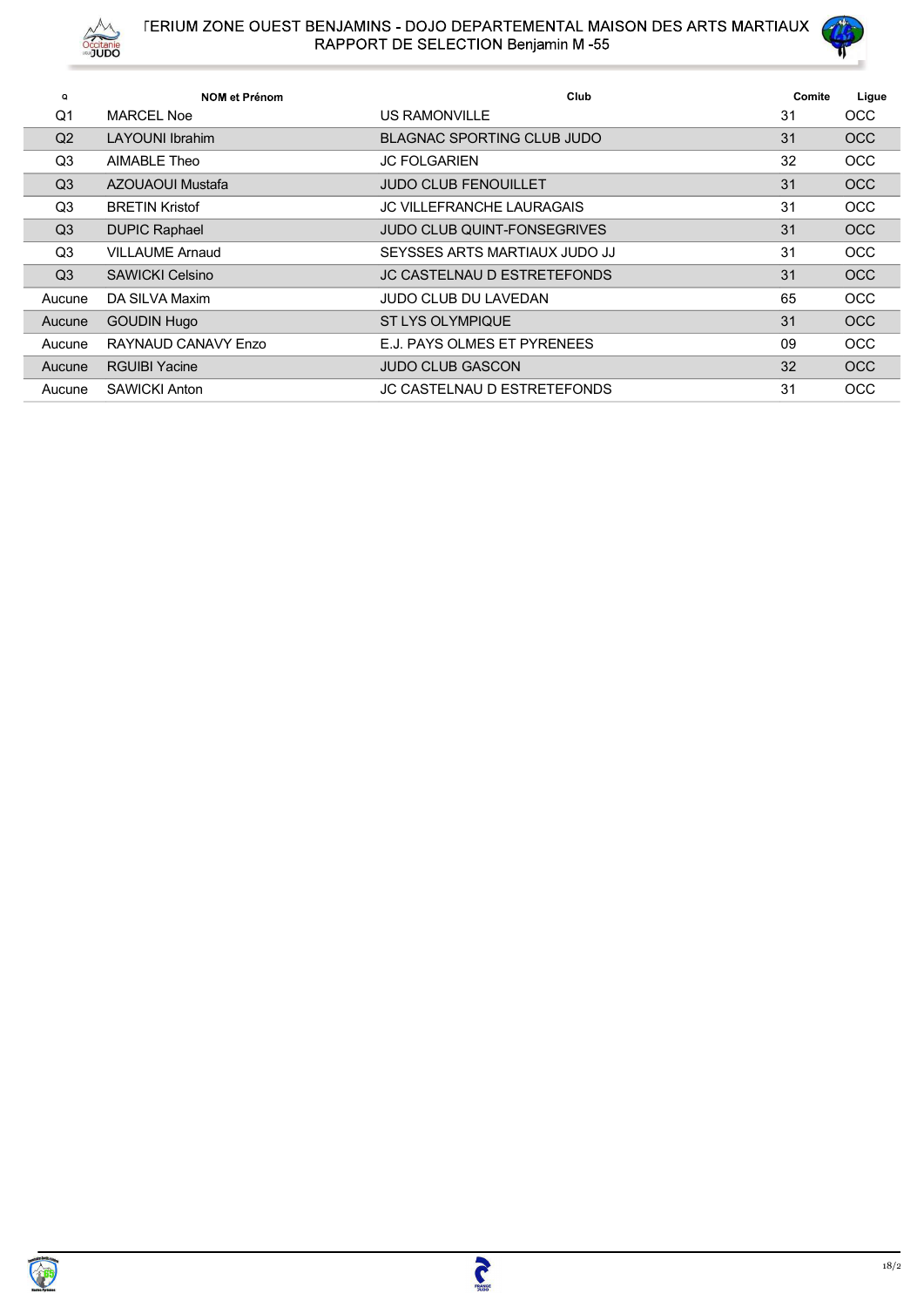# TERIUM ZONE OUEST BENJAMINS - DOJO DEPARTEMENTAL MAISON DES ARTS MARTIAUX
## RAPPORT DE SELECTION Benjamin M -55

| Q | NOM et Prénom | Club | Comite | Ligue |
|---|---|---|---|---|
| Q1 | MARCEL Noe | US RAMONVILLE | 31 | OCC |
| Q2 | LAYOUNI Ibrahim | BLAGNAC SPORTING CLUB JUDO | 31 | OCC |
| Q3 | AIMABLE Theo | JC FOLGARIEN | 32 | OCC |
| Q3 | AZOUAOUI Mustafa | JUDO CLUB FENOUILLET | 31 | OCC |
| Q3 | BRETIN Kristof | JC VILLEFRANCHE LAURAGAIS | 31 | OCC |
| Q3 | DUPIC Raphael | JUDO CLUB QUINT-FONSEGRIVES | 31 | OCC |
| Q3 | VILLAUME Arnaud | SEYSSES ARTS MARTIAUX JUDO JJ | 31 | OCC |
| Q3 | SAWICKI Celsino | JC CASTELNAU D ESTRETEFONDS | 31 | OCC |
| Aucune | DA SILVA Maxim | JUDO CLUB DU LAVEDAN | 65 | OCC |
| Aucune | GOUDIN Hugo | ST LYS OLYMPIQUE | 31 | OCC |
| Aucune | RAYNAUD CANAVY Enzo | E.J. PAYS OLMES ET PYRENEES | 09 | OCC |
| Aucune | RGUIBI Yacine | JUDO CLUB GASCON | 32 | OCC |
| Aucune | SAWICKI Anton | JC CASTELNAU D ESTRETEFONDS | 31 | OCC |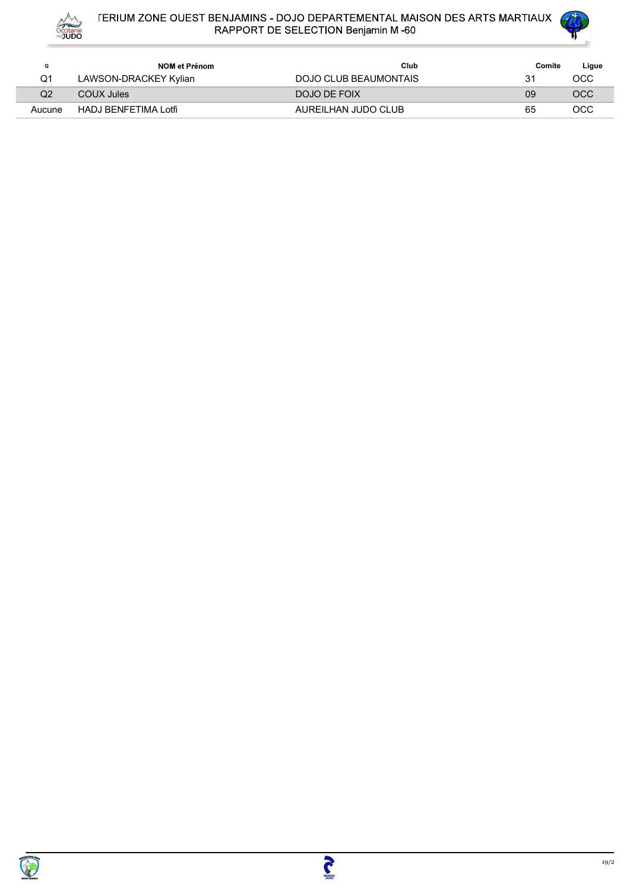# TERIUM ZONE OUEST BENJAMINS - DOJO DEPARTEMENTAL MAISON DES ARTS MARTIAUX
## RAPPORT DE SELECTION Benjamin M -60

| Q | NOM et Prénom | Club | Comite | Ligue |
|---|---|---|---|---|
| Q1 | LAWSON-DRACKEY Kylian | DOJO CLUB BEAUMONTAIS | 31 | OCC |
| Q2 | COUX Jules | DOJO DE FOIX | 09 | OCC |
| Aucune | HADJ BENFETIMA Lotfi | AUREILHAN JUDO CLUB | 65 | OCC |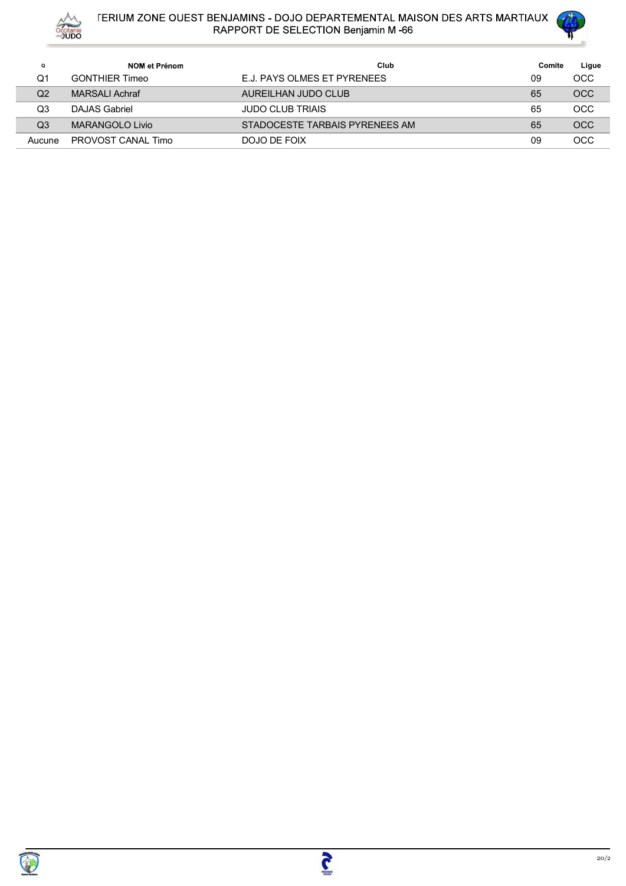# TERIUM ZONE OUEST BENJAMINS - DOJO DEPARTEMENTAL MAISON DES ARTS MARTIAUX
## RAPPORT DE SELECTION Benjamin M -66

| Q | NOM et Prénom | Club | Comite | Ligue |
|---|---|---|---|---|
| Q1 | GONTHIER Timeo | E.J. PAYS OLMES ET PYRENEES | 09 | OCC |
| Q2 | MARSALI Achraf | AUREILHAN JUDO CLUB | 65 | OCC |
| Q3 | DAJAS Gabriel | JUDO CLUB TRIAIS | 65 | OCC |
| Q3 | MARANGOLO Livio | STADOCESTE TARBAIS PYRENEES AM | 65 | OCC |
| Aucune | PROVOST CANAL Timo | DOJO DE FOIX | 09 | OCC |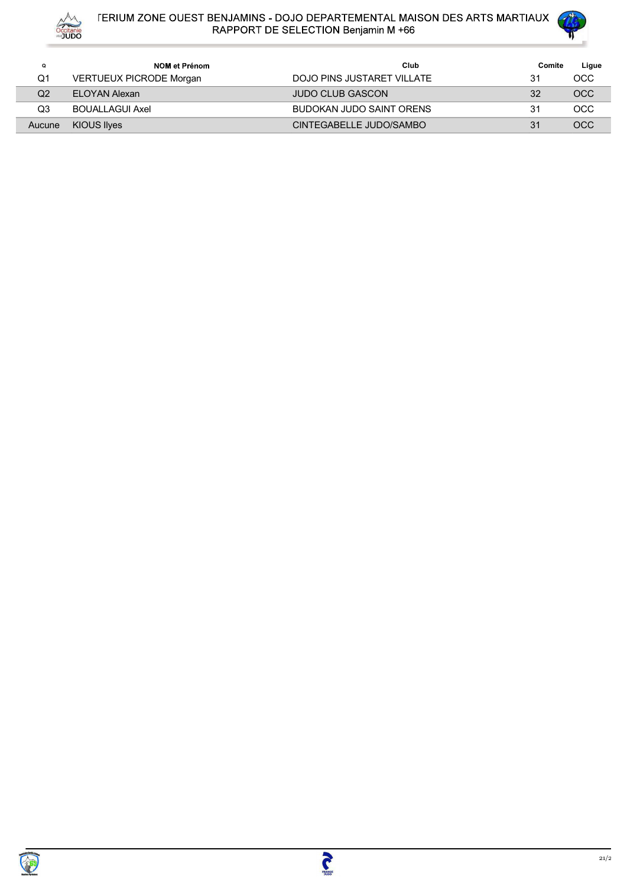# TERIUM ZONE OUEST BENJAMINS - DOJO DEPARTEMENTAL MAISON DES ARTS MARTIAUX
## RAPPORT DE SELECTION Benjamin M +66

| Q | NOM et Prénom | Club | Comite | Ligue |
|---|---|---|---|---|
| Q1 | VERTUEUX PICRODE Morgan | DOJO PINS JUSTARET VILLATE | 31 | OCC |
| Q2 | ELOYAN Alexan | JUDO CLUB GASCON | 32 | OCC |
| Q3 | BOUALLAGUI Axel | BUDOKAN JUDO SAINT ORENS | 31 | OCC |
| Aucune | KIOUS Ilyes | CINTEGABELLE JUDO/SAMBO | 31 | OCC |